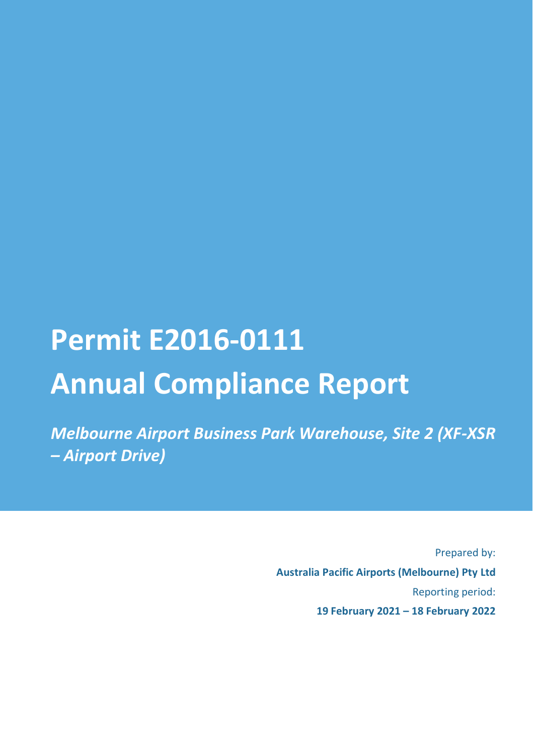# Permit E2016-0111
# Annual Compliance Report

*Melbourne Airport Business Park Warehouse, Site 2 (XF-XSR – Airport Drive)*

Prepared by:

**Australia Pacific Airports (Melbourne) Pty Ltd**

Reporting period:

**19 February 2021 – 18 February 2022**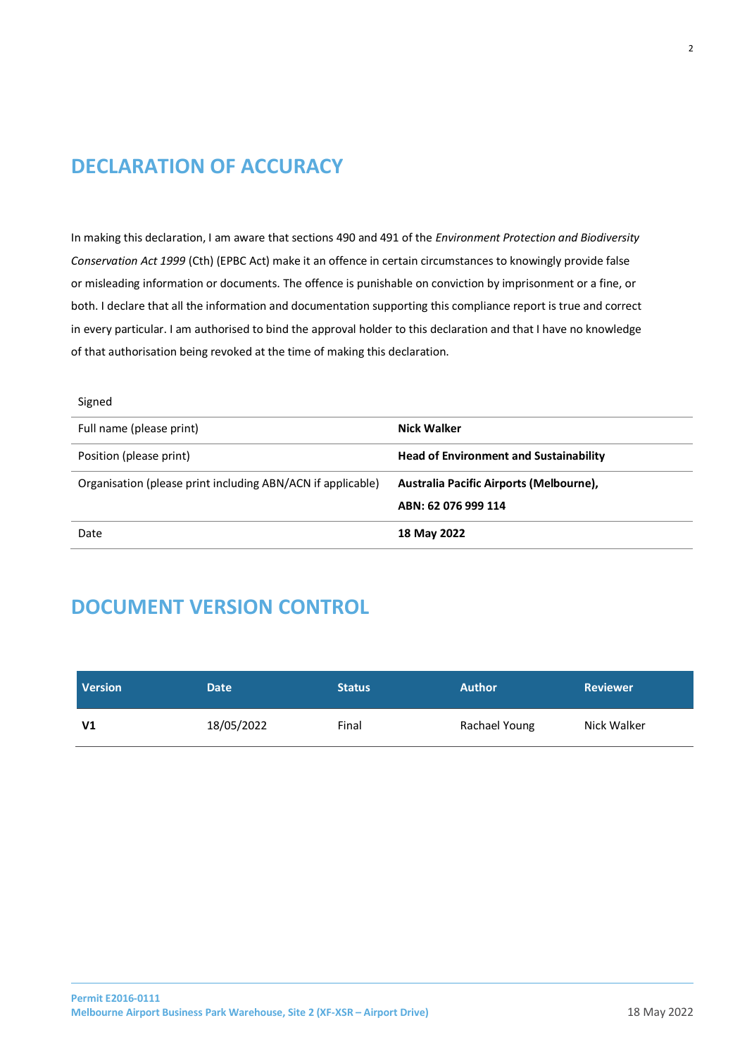## DECLARATION OF ACCURACY

In making this declaration, I am aware that sections 490 and 491 of the *Environment Protection and Biodiversity Conservation Act 1999* (Cth) (EPBC Act) make it an offence in certain circumstances to knowingly provide false or misleading information or documents. The offence is punishable on conviction by imprisonment or a fine, or both. I declare that all the information and documentation supporting this compliance report is true and correct in every particular. I am authorised to bind the approval holder to this declaration and that I have no knowledge of that authorisation being revoked at the time of making this declaration.

| Signed | |
|---|---|
| Full name (please print) | **Nick Walker** |
| Position (please print) | **Head of Environment and Sustainability** |
| Organisation (please print including ABN/ACN if applicable) | **Australia Pacific Airports (Melbourne), ABN: 62 076 999 114** |
| Date | **18 May 2022** |

## DOCUMENT VERSION CONTROL

| Version | Date | Status | Author | Reviewer |
|---|---|---|---|---|
| **V1** | 18/05/2022 | Final | Rachael Young | Nick Walker |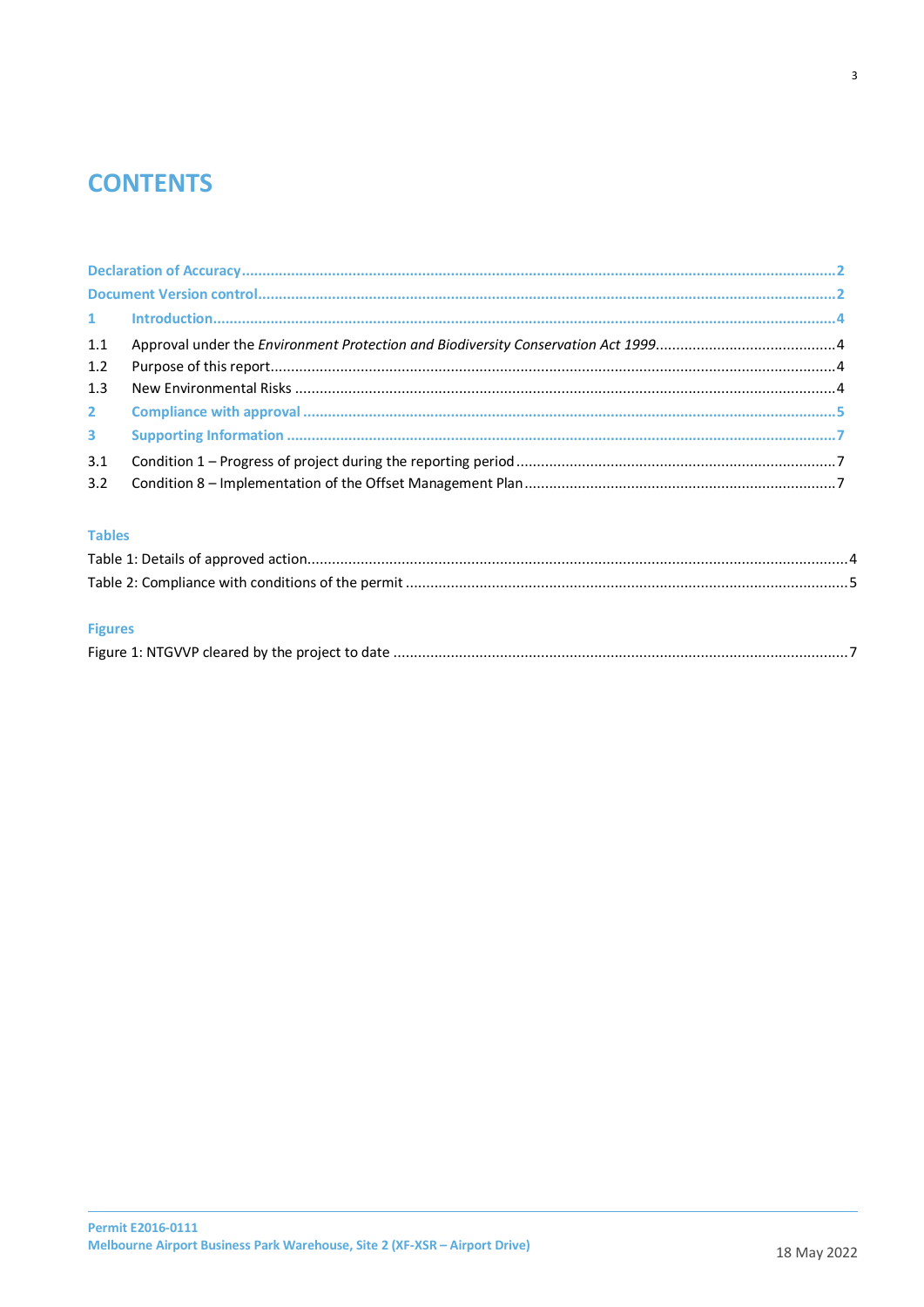# CONTENTS

Declaration of Accuracy ........ 2

Document Version control ........ 2

1 Introduction ........ 4

1.1 Approval under the *Environment Protection and Biodiversity Conservation Act 1999* ........ 4

1.2 Purpose of this report ........ 4

1.3 New Environmental Risks ........ 4

2 Compliance with approval ........ 5

3 Supporting Information ........ 7

3.1 Condition 1 – Progress of project during the reporting period ........ 7

3.2 Condition 8 – Implementation of the Offset Management Plan ........ 7

### Tables

Table 1: Details of approved action ........ 4

Table 2: Compliance with conditions of the permit ........ 5

### Figures

Figure 1: NTGVVP cleared by the project to date ........ 7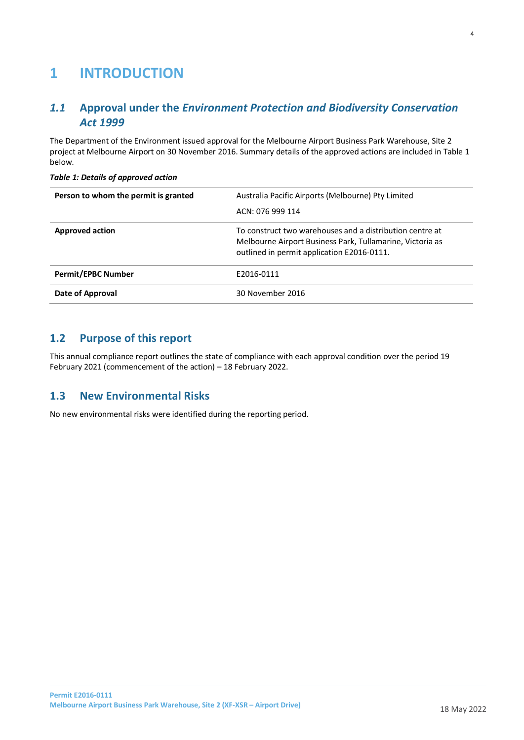# 1 INTRODUCTION

## 1.1 Approval under the *Environment Protection and Biodiversity Conservation Act 1999*

The Department of the Environment issued approval for the Melbourne Airport Business Park Warehouse, Site 2 project at Melbourne Airport on 30 November 2016. Summary details of the approved actions are included in Table 1 below.

***Table 1: Details of approved action***

| | |
|---|---|
| **Person to whom the permit is granted** | Australia Pacific Airports (Melbourne) Pty Limited<br>ACN: 076 999 114 |
| **Approved action** | To construct two warehouses and a distribution centre at Melbourne Airport Business Park, Tullamarine, Victoria as outlined in permit application E2016-0111. |
| **Permit/EPBC Number** | E2016-0111 |
| **Date of Approval** | 30 November 2016 |

## 1.2 Purpose of this report

This annual compliance report outlines the state of compliance with each approval condition over the period 19 February 2021 (commencement of the action) – 18 February 2022.

## 1.3 New Environmental Risks

No new environmental risks were identified during the reporting period.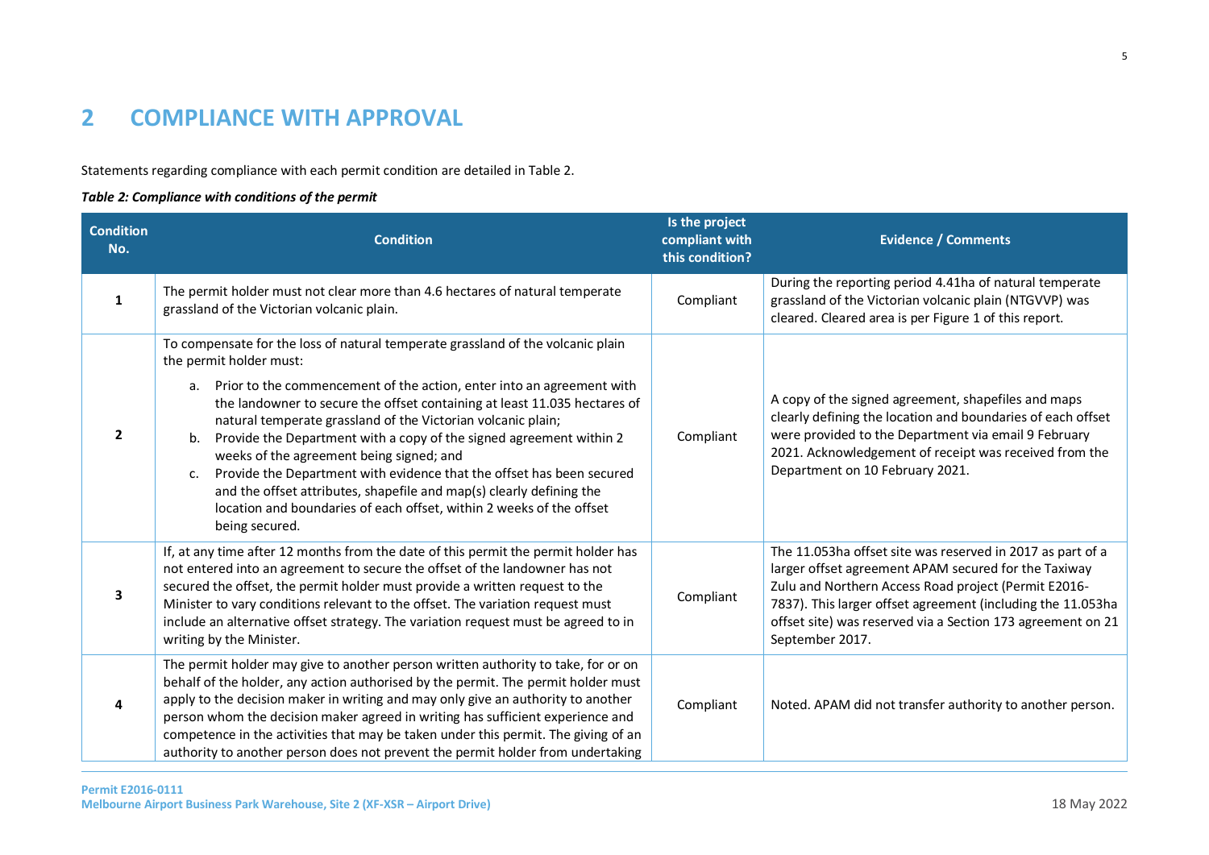# 2 COMPLIANCE WITH APPROVAL

Statements regarding compliance with each permit condition are detailed in Table 2.

***Table 2: Compliance with conditions of the permit***

| Condition No. | Condition | Is the project compliant with this condition? | Evidence / Comments |
|---|---|---|---|
| 1 | The permit holder must not clear more than 4.6 hectares of natural temperate grassland of the Victorian volcanic plain. | Compliant | During the reporting period 4.41ha of natural temperate grassland of the Victorian volcanic plain (NTGVVP) was cleared. Cleared area is per Figure 1 of this report. |
| 2 | To compensate for the loss of natural temperate grassland of the volcanic plain the permit holder must:<br>a. Prior to the commencement of the action, enter into an agreement with the landowner to secure the offset containing at least 11.035 hectares of natural temperate grassland of the Victorian volcanic plain;<br>b. Provide the Department with a copy of the signed agreement within 2 weeks of the agreement being signed; and<br>c. Provide the Department with evidence that the offset has been secured and the offset attributes, shapefile and map(s) clearly defining the location and boundaries of each offset, within 2 weeks of the offset being secured. | Compliant | A copy of the signed agreement, shapefiles and maps clearly defining the location and boundaries of each offset were provided to the Department via email 9 February 2021. Acknowledgement of receipt was received from the Department on 10 February 2021. |
| 3 | If, at any time after 12 months from the date of this permit the permit holder has not entered into an agreement to secure the offset of the landowner has not secured the offset, the permit holder must provide a written request to the Minister to vary conditions relevant to the offset. The variation request must include an alternative offset strategy. The variation request must be agreed to in writing by the Minister. | Compliant | The 11.053ha offset site was reserved in 2017 as part of a larger offset agreement APAM secured for the Taxiway Zulu and Northern Access Road project (Permit E2016-7837). This larger offset agreement (including the 11.053ha offset site) was reserved via a Section 173 agreement on 21 September 2017. |
| 4 | The permit holder may give to another person written authority to take, for or on behalf of the holder, any action authorised by the permit. The permit holder must apply to the decision maker in writing and may only give an authority to another person whom the decision maker agreed in writing has sufficient experience and competence in the activities that may be taken under this permit. The giving of an authority to another person does not prevent the permit holder from undertaking | Compliant | Noted. APAM did not transfer authority to another person. |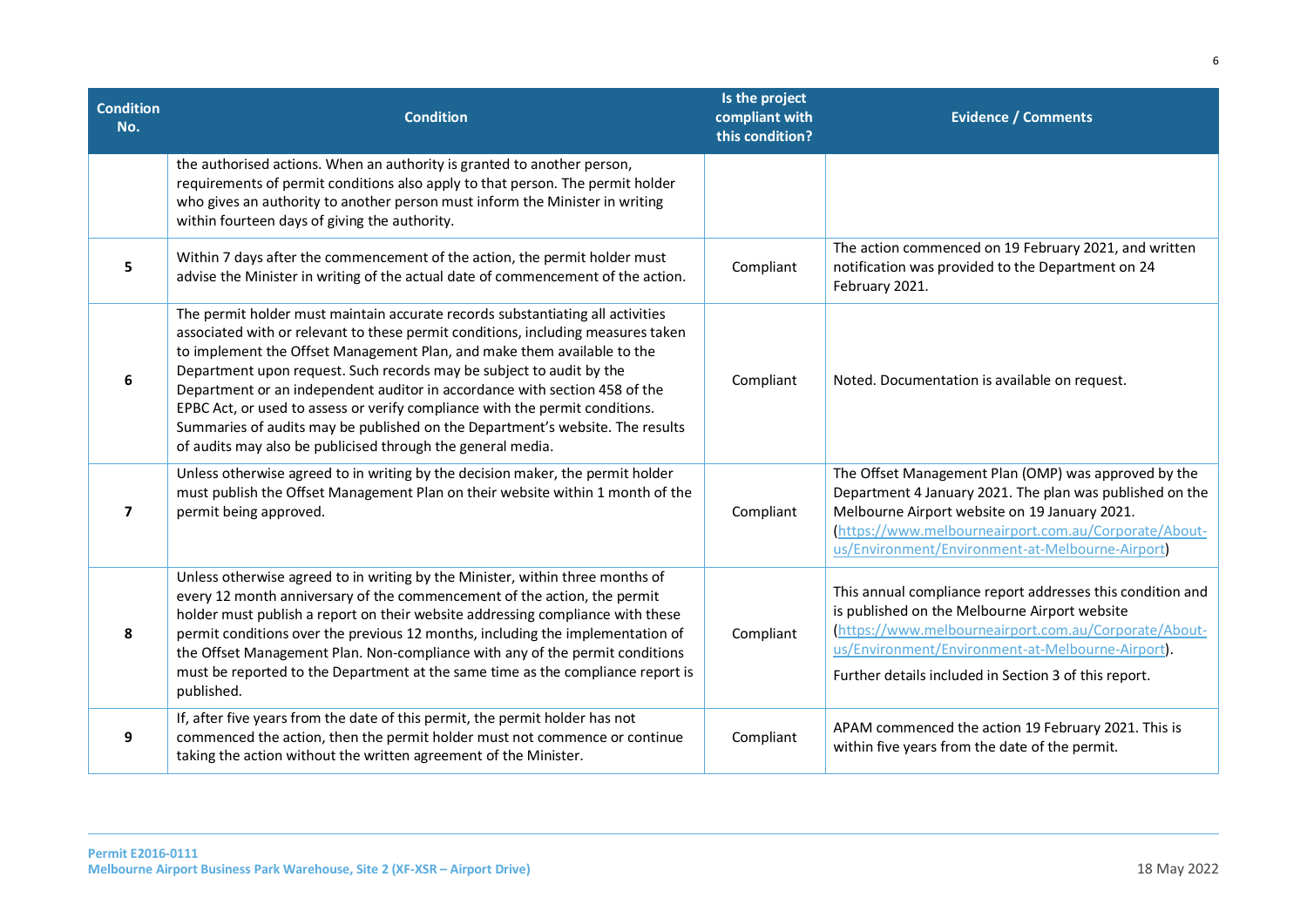| Condition No. | Condition | Is the project compliant with this condition? | Evidence / Comments |
|---|---|---|---|
| | the authorised actions. When an authority is granted to another person, requirements of permit conditions also apply to that person. The permit holder who gives an authority to another person must inform the Minister in writing within fourteen days of giving the authority. | | |
| **5** | Within 7 days after the commencement of the action, the permit holder must advise the Minister in writing of the actual date of commencement of the action. | Compliant | The action commenced on 19 February 2021, and written notification was provided to the Department on 24 February 2021. |
| **6** | The permit holder must maintain accurate records substantiating all activities associated with or relevant to these permit conditions, including measures taken to implement the Offset Management Plan, and make them available to the Department upon request. Such records may be subject to audit by the Department or an independent auditor in accordance with section 458 of the EPBC Act, or used to assess or verify compliance with the permit conditions. Summaries of audits may be published on the Department's website. The results of audits may also be publicised through the general media. | Compliant | Noted. Documentation is available on request. |
| **7** | Unless otherwise agreed to in writing by the decision maker, the permit holder must publish the Offset Management Plan on their website within 1 month of the permit being approved. | Compliant | The Offset Management Plan (OMP) was approved by the Department 4 January 2021. The plan was published on the Melbourne Airport website on 19 January 2021. (https://www.melbourneairport.com.au/Corporate/About-us/Environment/Environment-at-Melbourne-Airport) |
| **8** | Unless otherwise agreed to in writing by the Minister, within three months of every 12 month anniversary of the commencement of the action, the permit holder must publish a report on their website addressing compliance with these permit conditions over the previous 12 months, including the implementation of the Offset Management Plan. Non-compliance with any of the permit conditions must be reported to the Department at the same time as the compliance report is published. | Compliant | This annual compliance report addresses this condition and is published on the Melbourne Airport website (https://www.melbourneairport.com.au/Corporate/About-us/Environment/Environment-at-Melbourne-Airport). Further details included in Section 3 of this report. |
| **9** | If, after five years from the date of this permit, the permit holder has not commenced the action, then the permit holder must not commence or continue taking the action without the written agreement of the Minister. | Compliant | APAM commenced the action 19 February 2021. This is within five years from the date of the permit. |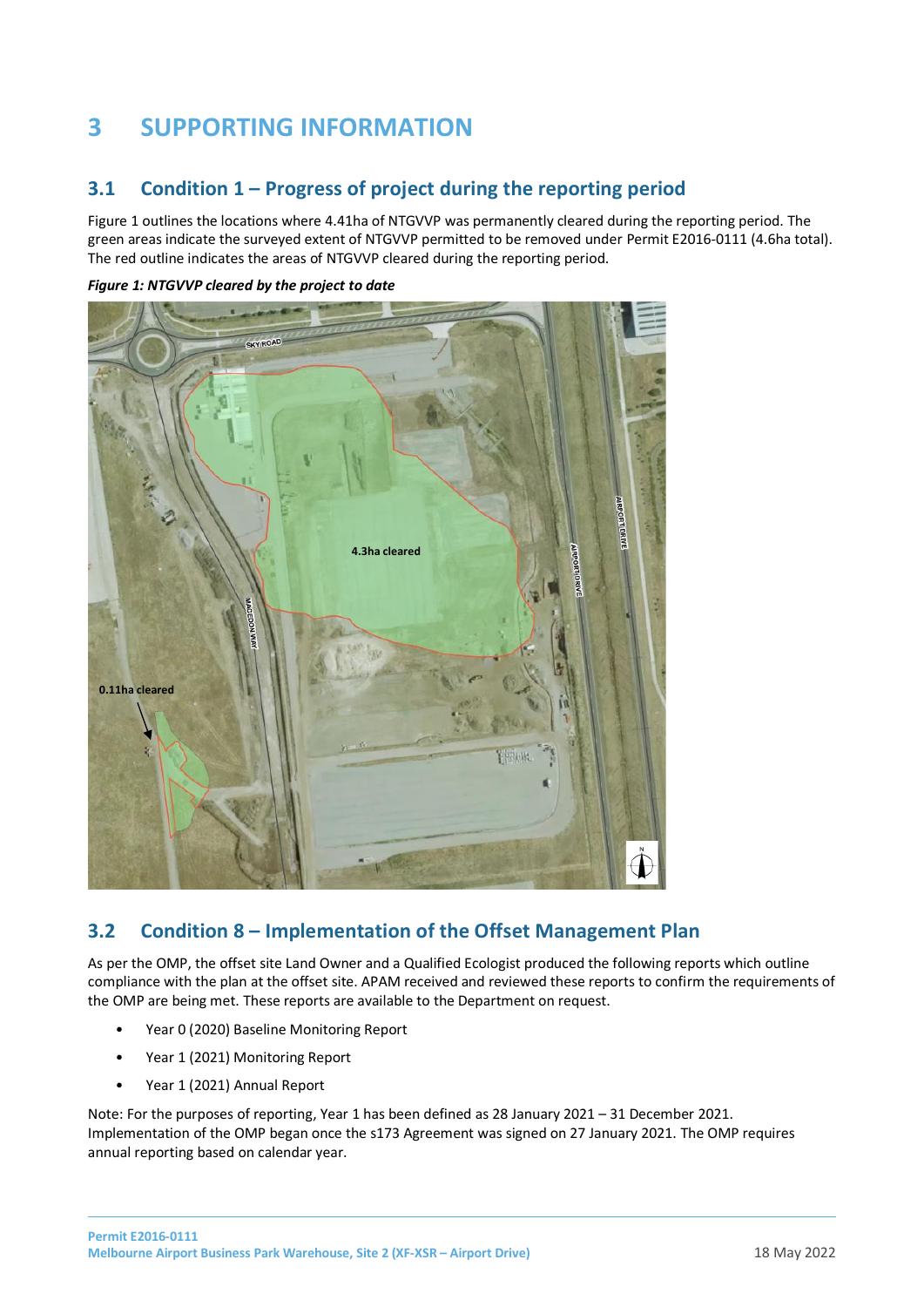# 3 SUPPORTING INFORMATION

## 3.1 Condition 1 – Progress of project during the reporting period

Figure 1 outlines the locations where 4.41ha of NTGVVP was permanently cleared during the reporting period. The green areas indicate the surveyed extent of NTGVVP permitted to be removed under Permit E2016-0111 (4.6ha total). The red outline indicates the areas of NTGVVP cleared during the reporting period.

***Figure 1: NTGVVP cleared by the project to date***

SKY ROAD

4.3ha cleared

0.11ha cleared

MACEDON WAY

AIRPORT DRIVE

AIRPORT DRIVE

## 3.2 Condition 8 – Implementation of the Offset Management Plan

As per the OMP, the offset site Land Owner and a Qualified Ecologist produced the following reports which outline compliance with the plan at the offset site. APAM received and reviewed these reports to confirm the requirements of the OMP are being met. These reports are available to the Department on request.

- Year 0 (2020) Baseline Monitoring Report
- Year 1 (2021) Monitoring Report
- Year 1 (2021) Annual Report

Note: For the purposes of reporting, Year 1 has been defined as 28 January 2021 – 31 December 2021. Implementation of the OMP began once the s173 Agreement was signed on 27 January 2021. The OMP requires annual reporting based on calendar year.